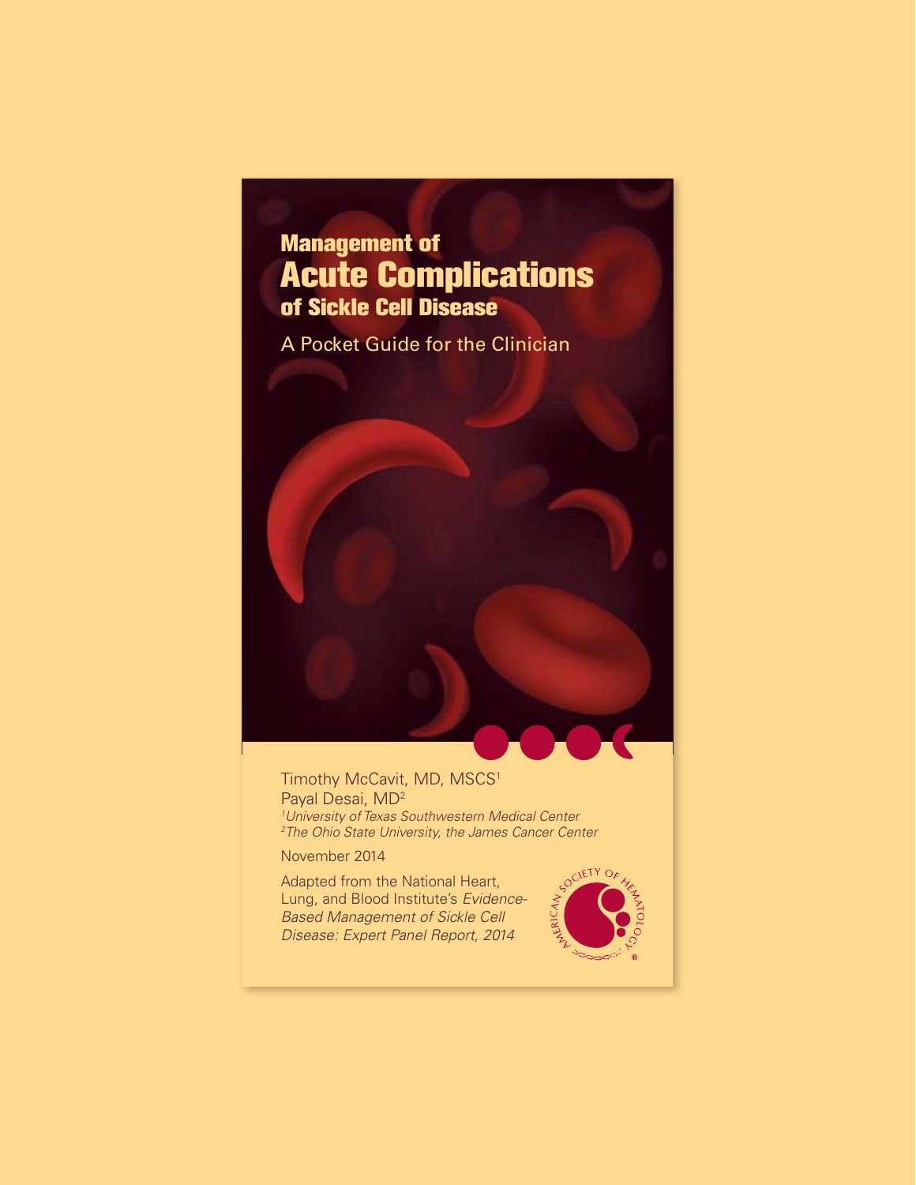# Management of Acute Complications of Sickle Cell Disease

## A Pocket Guide for the Clinician

Timothy McCavit, MD, MSCS[1]
Payal Desai, MD[2]

*[1]University of Texas Southwestern Medical Center*
*[2]The Ohio State University, the James Cancer Center*

November 2014

Adapted from the National Heart, Lung, and Blood Institute's *Evidence-Based Management of Sickle Cell Disease: Expert Panel Report, 2014*

American Society of Hematology®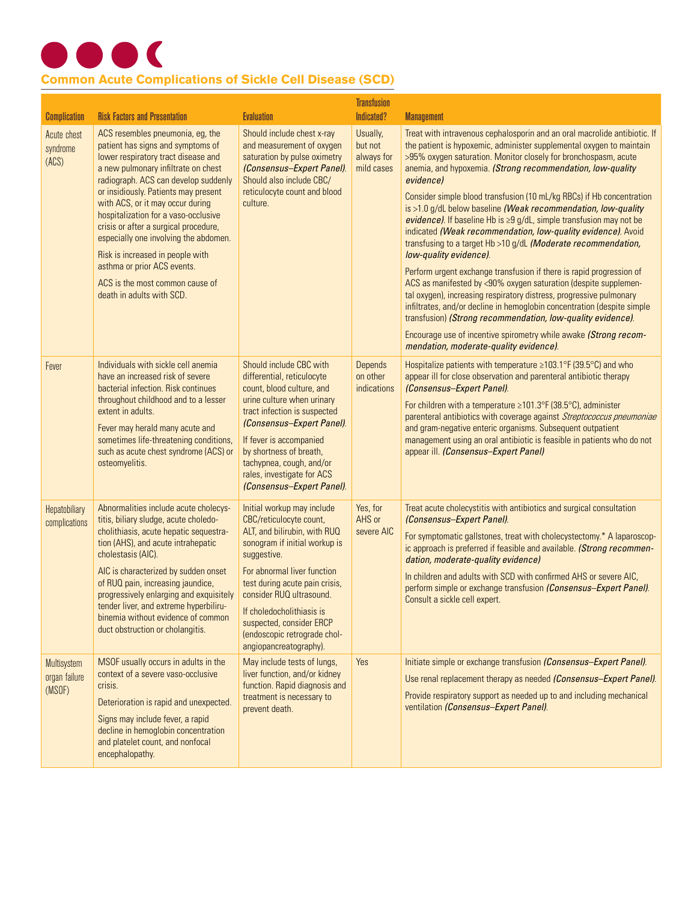## Common Acute Complications of Sickle Cell Disease (SCD)

| Complication | Risk Factors and Presentation | Evaluation | Transfusion Indicated? | Management |
|---|---|---|---|---|
| Acute chest syndrome (ACS) | ACS resembles pneumonia, eg, the patient has signs and symptoms of lower respiratory tract disease and a new pulmonary infiltrate on chest radiograph. ACS can develop suddenly or insidiously. Patients may present with ACS, or it may occur during hospitalization for a vaso-occlusive crisis or after a surgical procedure, especially one involving the abdomen.<br><br>Risk is increased in people with asthma or prior ACS events.<br><br>ACS is the most common cause of death in adults with SCD. | Should include chest x-ray and measurement of oxygen saturation by pulse oximetry *(Consensus–Expert Panel)*. Should also include CBC/reticulocyte count and blood culture. | Usually, but not always for mild cases | Treat with intravenous cephalosporin and an oral macrolide antibiotic. If the patient is hypoxemic, administer supplemental oxygen to maintain >95% oxygen saturation. Monitor closely for bronchospasm, acute anemia, and hypoxemia. ***(Strong recommendation, low-quality evidence)***<br><br>Consider simple blood transfusion (10 mL/kg RBCs) if Hb concentration is >1.0 g/dL below baseline ***(Weak recommendation, low-quality evidence)***. If baseline Hb is ≥9 g/dL, simple transfusion may not be indicated ***(Weak recommendation, low-quality evidence)***. Avoid transfusing to a target Hb >10 g/dL ***(Moderate recommendation, low-quality evidence)***.<br><br>Perform urgent exchange transfusion if there is rapid progression of ACS as manifested by <90% oxygen saturation (despite supplemental oxygen), increasing respiratory distress, progressive pulmonary infiltrates, and/or decline in hemoglobin concentration (despite simple transfusion) ***(Strong recommendation, low-quality evidence)***.<br><br>Encourage use of incentive spirometry while awake ***(Strong recommendation, moderate-quality evidence)***. |
| Fever | Individuals with sickle cell anemia have an increased risk of severe bacterial infection. Risk continues throughout childhood and to a lesser extent in adults.<br><br>Fever may herald many acute and sometimes life-threatening conditions, such as acute chest syndrome (ACS) or osteomyelitis. | Should include CBC with differential, reticulocyte count, blood culture, and urine culture when urinary tract infection is suspected *(Consensus–Expert Panel)*.<br><br>If fever is accompanied by shortness of breath, tachypnea, cough, and/or rales, investigate for ACS *(Consensus–Expert Panel)*. | Depends on other indications | Hospitalize patients with temperature ≥103.1°F (39.5°C) and who appear ill for close observation and parenteral antibiotic therapy *(Consensus–Expert Panel)*.<br><br>For children with a temperature ≥101.3°F (38.5°C), administer parenteral antibiotics with coverage against *Streptococcus pneumoniae* and gram-negative enteric organisms. Subsequent outpatient management using an oral antibiotic is feasible in patients who do not appear ill. *(Consensus–Expert Panel)* |
| Hepatobiliary complications | Abnormalities include acute cholecystitis, biliary sludge, acute choledocholithiasis, acute hepatic sequestration (AHS), and acute intrahepatic cholestasis (AIC).<br><br>AIC is characterized by sudden onset of RUQ pain, increasing jaundice, progressively enlarging and exquisitely tender liver, and extreme hyperbilirubinemia without evidence of common duct obstruction or cholangitis. | Initial workup may include CBC/reticulocyte count, ALT, and bilirubin, with RUQ sonogram if initial workup is suggestive.<br><br>For abnormal liver function test during acute pain crisis, consider RUQ ultrasound.<br><br>If choledocholithiasis is suspected, consider ERCP (endoscopic retrograde cholangiopancreatography). | Yes, for AHS or severe AIC | Treat acute cholecystitis with antibiotics and surgical consultation *(Consensus–Expert Panel)*.<br><br>For symptomatic gallstones, treat with cholecystectomy.* A laparoscopic approach is preferred if feasible and available. ***(Strong recommendation, moderate-quality evidence)***<br><br>In children and adults with SCD with confirmed AHS or severe AIC, perform simple or exchange transfusion *(Consensus–Expert Panel)*. Consult a sickle cell expert. |
| Multisystem organ failure (MSOF) | MSOF usually occurs in adults in the context of a severe vaso-occlusive crisis.<br><br>Deterioration is rapid and unexpected.<br><br>Signs may include fever, a rapid decline in hemoglobin concentration and platelet count, and nonfocal encephalopathy. | May include tests of lungs, liver function, and/or kidney function. Rapid diagnosis and treatment is necessary to prevent death. | Yes | Initiate simple or exchange transfusion *(Consensus–Expert Panel)*.<br><br>Use renal replacement therapy as needed *(Consensus–Expert Panel)*.<br><br>Provide respiratory support as needed up to and including mechanical ventilation *(Consensus–Expert Panel)*. |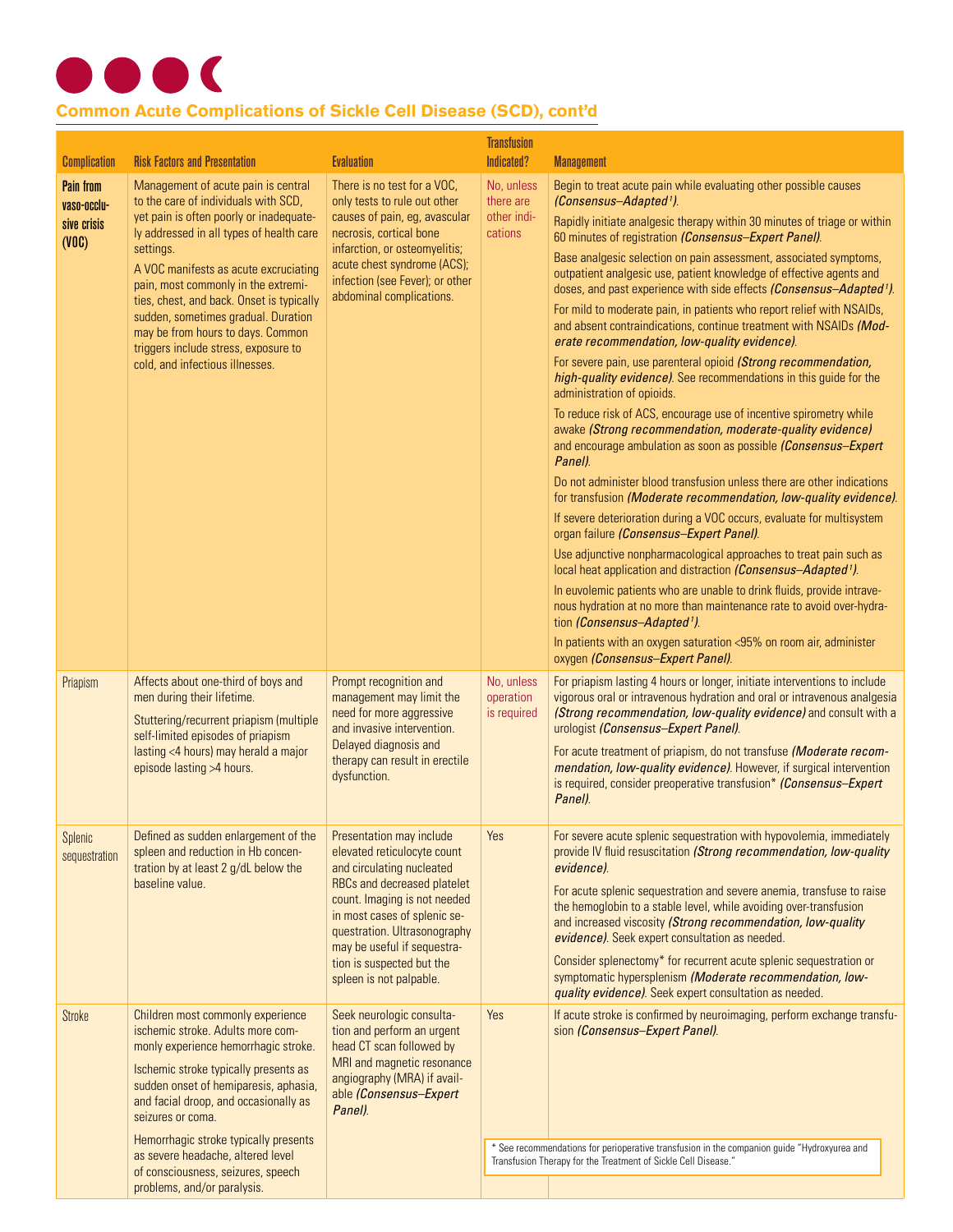## Common Acute Complications of Sickle Cell Disease (SCD), cont'd

| Complication | Risk Factors and Presentation | Evaluation | Transfusion Indicated? | Management |
|---|---|---|---|---|
| **Pain from vaso-occlusive crisis (VOC)** | Management of acute pain is central to the care of individuals with SCD, yet pain is often poorly or inadequately addressed in all types of health care settings.<br><br>A VOC manifests as acute excruciating pain, most commonly in the extremities, chest, and back. Onset is typically sudden, sometimes gradual. Duration may be from hours to days. Common triggers include stress, exposure to cold, and infectious illnesses. | There is no test for a VOC, only tests to rule out other causes of pain, eg, avascular necrosis, cortical bone infarction, or osteomyelitis; acute chest syndrome (ACS); infection (see Fever); or other abdominal complications. | No, unless there are other indications | Begin to treat acute pain while evaluating other possible causes *(Consensus–Adapted[1])*.<br><br>Rapidly initiate analgesic therapy within 30 minutes of triage or within 60 minutes of registration *(Consensus–Expert Panel)*.<br><br>Base analgesic selection on pain assessment, associated symptoms, outpatient analgesic use, patient knowledge of effective agents and doses, and past experience with side effects *(Consensus–Adapted[1])*.<br><br>For mild to moderate pain, in patients who report relief with NSAIDs, and absent contraindications, continue treatment with NSAIDs *(Moderate recommendation, low-quality evidence)*.<br><br>For severe pain, use parenteral opioid *(Strong recommendation, high-quality evidence)*. See recommendations in this guide for the administration of opioids.<br><br>To reduce risk of ACS, encourage use of incentive spirometry while awake *(Strong recommendation, moderate-quality evidence)* and encourage ambulation as soon as possible *(Consensus–Expert Panel)*.<br><br>Do not administer blood transfusion unless there are other indications for transfusion *(Moderate recommendation, low-quality evidence)*.<br><br>If severe deterioration during a VOC occurs, evaluate for multisystem organ failure *(Consensus–Expert Panel)*.<br><br>Use adjunctive nonpharmacological approaches to treat pain such as local heat application and distraction *(Consensus–Adapted[1])*.<br><br>In euvolemic patients who are unable to drink fluids, provide intravenous hydration at no more than maintenance rate to avoid over-hydration *(Consensus–Adapted[1])*.<br><br>In patients with an oxygen saturation <95% on room air, administer oxygen *(Consensus–Expert Panel)*. |
| Priapism | Affects about one-third of boys and men during their lifetime.<br><br>Stuttering/recurrent priapism (multiple self-limited episodes of priapism lasting <4 hours) may herald a major episode lasting >4 hours. | Prompt recognition and management may limit the need for more aggressive and invasive intervention. Delayed diagnosis and therapy can result in erectile dysfunction. | No, unless operation is required | For priapism lasting 4 hours or longer, initiate interventions to include vigorous oral or intravenous hydration and oral or intravenous analgesia *(Strong recommendation, low-quality evidence)* and consult with a urologist *(Consensus–Expert Panel)*.<br><br>For acute treatment of priapism, do not transfuse *(Moderate recommendation, low-quality evidence)*. However, if surgical intervention is required, consider preoperative transfusion* *(Consensus–Expert Panel)*. |
| Splenic sequestration | Defined as sudden enlargement of the spleen and reduction in Hb concentration by at least 2 g/dL below the baseline value. | Presentation may include elevated reticulocyte count and circulating nucleated RBCs and decreased platelet count. Imaging is not needed in most cases of splenic sequestration. Ultrasonography may be useful if sequestration is suspected but the spleen is not palpable. | Yes | For severe acute splenic sequestration with hypovolemia, immediately provide IV fluid resuscitation *(Strong recommendation, low-quality evidence)*.<br><br>For acute splenic sequestration and severe anemia, transfuse to raise the hemoglobin to a stable level, while avoiding over-transfusion and increased viscosity *(Strong recommendation, low-quality evidence)*. Seek expert consultation as needed.<br><br>Consider splenectomy* for recurrent acute splenic sequestration or symptomatic hypersplenism *(Moderate recommendation, low-quality evidence)*. Seek expert consultation as needed. |
| Stroke | Children most commonly experience ischemic stroke. Adults more commonly experience hemorrhagic stroke.<br><br>Ischemic stroke typically presents as sudden onset of hemiparesis, aphasia, and facial droop, and occasionally as seizures or coma.<br><br>Hemorrhagic stroke typically presents as severe headache, altered level of consciousness, seizures, speech problems, and/or paralysis. | Seek neurologic consultation and perform an urgent head CT scan followed by MRI and magnetic resonance angiography (MRA) if available *(Consensus–Expert Panel)*. | Yes | If acute stroke is confirmed by neuroimaging, perform exchange transfusion *(Consensus–Expert Panel)*. |

\* See recommendations for perioperative transfusion in the companion guide "Hydroxyurea and Transfusion Therapy for the Treatment of Sickle Cell Disease."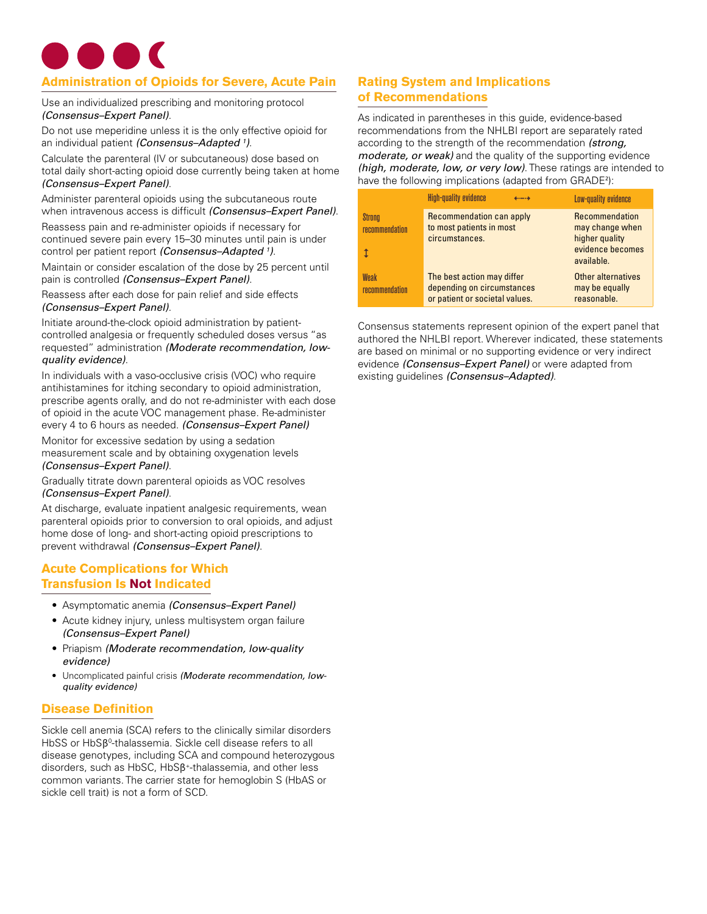## Administration of Opioids for Severe, Acute Pain

Use an individualized prescribing and monitoring protocol *(Consensus–Expert Panel)*.

Do not use meperidine unless it is the only effective opioid for an individual patient *(Consensus–Adapted [1])*.

Calculate the parenteral (IV or subcutaneous) dose based on total daily short-acting opioid dose currently being taken at home *(Consensus–Expert Panel)*.

Administer parenteral opioids using the subcutaneous route when intravenous access is difficult *(Consensus–Expert Panel)*.

Reassess pain and re-administer opioids if necessary for continued severe pain every 15–30 minutes until pain is under control per patient report *(Consensus–Adapted [1])*.

Maintain or consider escalation of the dose by 25 percent until pain is controlled *(Consensus–Expert Panel)*.

Reassess after each dose for pain relief and side effects *(Consensus–Expert Panel)*.

Initiate around-the-clock opioid administration by patient-controlled analgesia or frequently scheduled doses versus "as requested" administration *(Moderate recommendation, low-quality evidence)*.

In individuals with a vaso-occlusive crisis (VOC) who require antihistamines for itching secondary to opioid administration, prescribe agents orally, and do not re-administer with each dose of opioid in the acute VOC management phase. Re-administer every 4 to 6 hours as needed. *(Consensus–Expert Panel)*

Monitor for excessive sedation by using a sedation measurement scale and by obtaining oxygenation levels *(Consensus–Expert Panel)*.

Gradually titrate down parenteral opioids as VOC resolves *(Consensus–Expert Panel)*.

At discharge, evaluate inpatient analgesic requirements, wean parenteral opioids prior to conversion to oral opioids, and adjust home dose of long- and short-acting opioid prescriptions to prevent withdrawal *(Consensus–Expert Panel)*.

## Acute Complications for Which Transfusion Is **Not** Indicated

- Asymptomatic anemia *(Consensus–Expert Panel)*
- Acute kidney injury, unless multisystem organ failure *(Consensus–Expert Panel)*
- Priapism *(Moderate recommendation, low-quality evidence)*
- Uncomplicated painful crisis *(Moderate recommendation, low-quality evidence)*

## Disease Definition

Sickle cell anemia (SCA) refers to the clinically similar disorders HbSS or HbSβ$^{0}$-thalassemia. Sickle cell disease refers to all disease genotypes, including SCA and compound heterozygous disorders, such as HbSC, HbSβ$^{+}$-thalassemia, and other less common variants. The carrier state for hemoglobin S (HbAS or sickle cell trait) is not a form of SCD.

## Rating System and Implications of Recommendations

As indicated in parentheses in this guide, evidence-based recommendations from the NHLBI report are separately rated according to the strength of the recommendation *(strong, moderate, or weak)* and the quality of the supporting evidence *(high, moderate, low, or very low)*. These ratings are intended to have the following implications (adapted from GRADE[2]):

| | High-quality evidence ←→ | Low-quality evidence |
|---|---|---|
| Strong recommendation ↕ | Recommendation can apply to most patients in most circumstances. | Recommendation may change when higher quality evidence becomes available. |
| Weak recommendation | The best action may differ depending on circumstances or patient or societal values. | Other alternatives may be equally reasonable. |

Consensus statements represent opinion of the expert panel that authored the NHLBI report. Wherever indicated, these statements are based on minimal or no supporting evidence or very indirect evidence *(Consensus–Expert Panel)* or were adapted from existing guidelines *(Consensus–Adapted)*.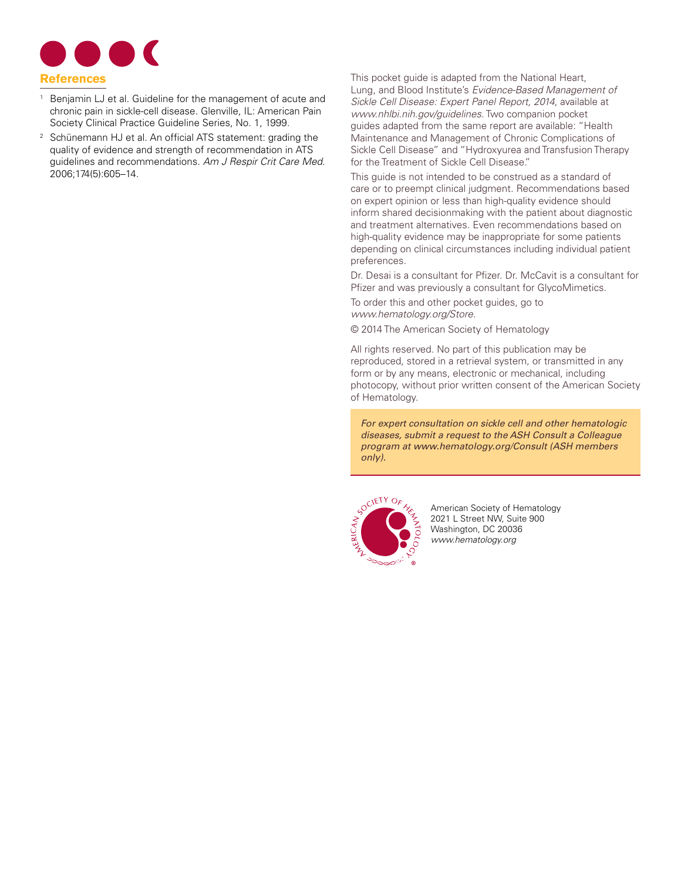## References

1. Benjamin LJ et al. Guideline for the management of acute and chronic pain in sickle-cell disease. Glenville, IL: American Pain Society Clinical Practice Guideline Series, No. 1, 1999.
2. Schünemann HJ et al. An official ATS statement: grading the quality of evidence and strength of recommendation in ATS guidelines and recommendations. *Am J Respir Crit Care Med.* 2006;174(5):605–14.

This pocket guide is adapted from the National Heart, Lung, and Blood Institute's *Evidence-Based Management of Sickle Cell Disease: Expert Panel Report, 2014*, available at *www.nhlbi.nih.gov/guidelines*. Two companion pocket guides adapted from the same report are available: "Health Maintenance and Management of Chronic Complications of Sickle Cell Disease" and "Hydroxyurea and Transfusion Therapy for the Treatment of Sickle Cell Disease."

This guide is not intended to be construed as a standard of care or to preempt clinical judgment. Recommendations based on expert opinion or less than high-quality evidence should inform shared decisionmaking with the patient about diagnostic and treatment alternatives. Even recommendations based on high-quality evidence may be inappropriate for some patients depending on clinical circumstances including individual patient preferences.

Dr. Desai is a consultant for Pfizer. Dr. McCavit is a consultant for Pfizer and was previously a consultant for GlycoMimetics.

To order this and other pocket guides, go to *www.hematology.org/Store*.

© 2014 The American Society of Hematology

All rights reserved. No part of this publication may be reproduced, stored in a retrieval system, or transmitted in any form or by any means, electronic or mechanical, including photocopy, without prior written consent of the American Society of Hematology.

*For expert consultation on sickle cell and other hematologic diseases, submit a request to the ASH Consult a Colleague program at www.hematology.org/Consult (ASH members only).*

American Society of Hematology
2021 L Street NW, Suite 900
Washington, DC 20036
*www.hematology.org*